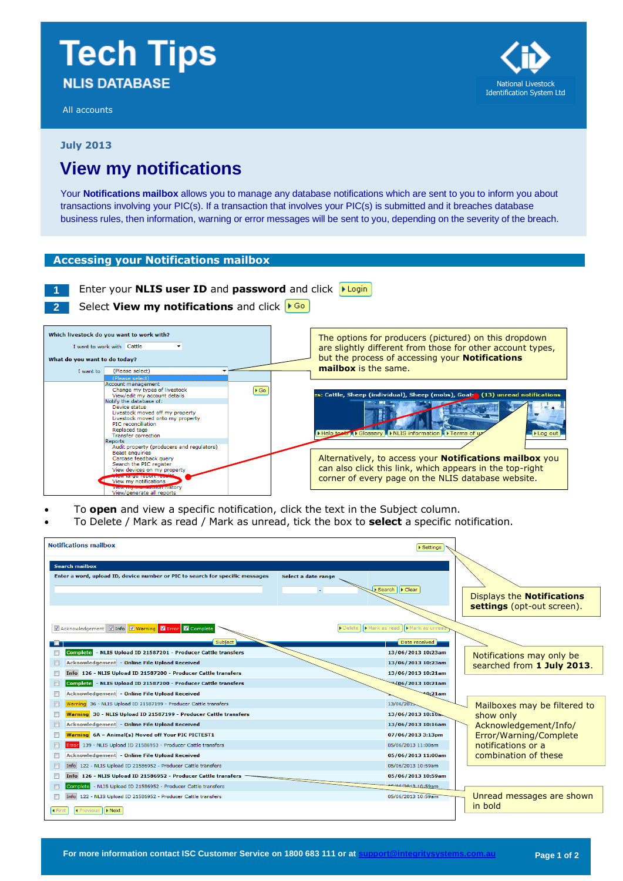# Tech Tips

**NLIS DATABASE**

All accounts

National Livestock Identification System Ltd

**July 2013**

## View my notifications

Your **Notifications mailbox** allows you to manage any database notifications which are sent to you to inform you about transactions involving your PIC(s). If a transaction that involves your PIC(s) is submitted and it breaches database business rules, then information, warning or error messages will be sent to you, depending on the severity of the breach.

### Accessing your Notifications mailbox

1. Enter your **NLIS user ID** and **password** and click **Login**
2. Select **View my notifications** and click **Go**

The options for producers (pictured) on this dropdown are slightly different from those for other account types, but the process of accessing your **Notifications mailbox** is the same.

Alternatively, to access your **Notifications mailbox** you can also click this link, which appears in the top-right corner of every page on the NLIS database website.

- To **open** and view a specific notification, click the text in the Subject column.
- To Delete / Mark as read / Mark as unread, tick the box to **select** a specific notification.

Displays the **Notifications settings** (opt-out screen).

Notifications may only be searched from **1 July 2013**.

Mailboxes may be filtered to show only Acknowledgement/Info/Error/Warning/Complete notifications or a combination of these

Unread messages are shown in bold

For more information contact ISC Customer Service on 1800 683 111 or at support@integritysystems.com.au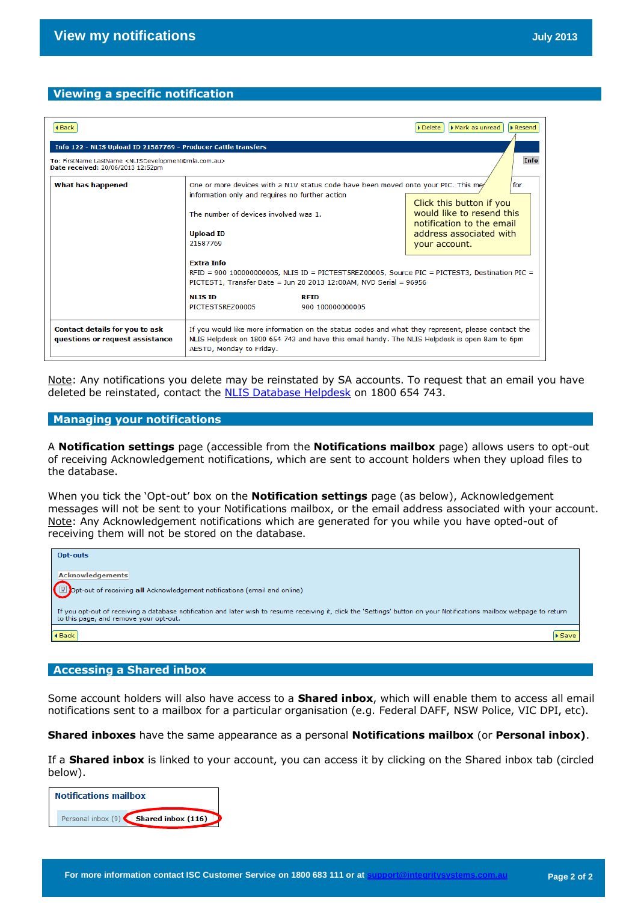## Viewing a specific notification

Back | Delete | Mark as unread | Resend

**Info 122 - NLIS Upload ID 21587769 - Producer Cattle transfers**

To: FirstName LastName <NLISDevelopment@mla.com.au>
Date received: 20/06/2013 12:52pm

Info

| | |
|---|---|
| **What has happened** | One or more devices with a N1V status code have been moved onto your PIC. This me... for information only and requires no further action<br><br>The number of devices involved was 1.<br><br>**Upload ID**<br>21587769<br><br>**Extra Info**<br>RFID = 900 100000000005, NLIS ID = PICTEST5REZ00005, Source PIC = PICTEST3, Destination PIC = PICTEST1, Transfer Date = Jun 20 2013 12:00AM, NVD Serial = 96956<br><br>**NLIS ID** PICTEST5REZ00005 **RFID** 900 100000000005 |
| **Contact details for you to ask questions or request assistance** | If you would like more information on the status codes and what they represent, please contact the NLIS Helpdesk on 1800 654 743 and have this email handy. The NLIS Helpdesk is open 8am to 6pm AESTD, Monday to Friday. |

Click this button if you would like to resend this notification to the email address associated with your account.

Note: Any notifications you delete may be reinstated by SA accounts. To request that an email you have deleted be reinstated, contact the NLIS Database Helpdesk on 1800 654 743.

## Managing your notifications

A **Notification settings** page (accessible from the **Notifications mailbox** page) allows users to opt-out of receiving Acknowledgement notifications, which are sent to account holders when they upload files to the database.

When you tick the 'Opt-out' box on the **Notification settings** page (as below), Acknowledgement messages will not be sent to your Notifications mailbox, or the email address associated with your account. Note: Any Acknowledgement notifications which are generated for you while you have opted-out of receiving them will not be stored on the database.

Opt-outs

Acknowledgements

☑ Opt-out of receiving **all** Acknowledgement notifications (email and online)

If you opt-out of receiving a database notification and later wish to resume receiving it, click the 'Settings' button on your Notifications mailbox webpage to return to this page, and remove your opt-out.

Back | Save

## Accessing a Shared inbox

Some account holders will also have access to a **Shared inbox**, which will enable them to access all email notifications sent to a mailbox for a particular organisation (e.g. Federal DAFF, NSW Police, VIC DPI, etc).

**Shared inboxes** have the same appearance as a personal **Notifications mailbox** (or **Personal inbox)**.

If a **Shared inbox** is linked to your account, you can access it by clicking on the Shared inbox tab (circled below).

**Notifications mailbox**

Personal inbox (9) | **Shared inbox (116)**

For more information contact ISC Customer Service on 1800 683 111 or at support@integritysystems.com.au